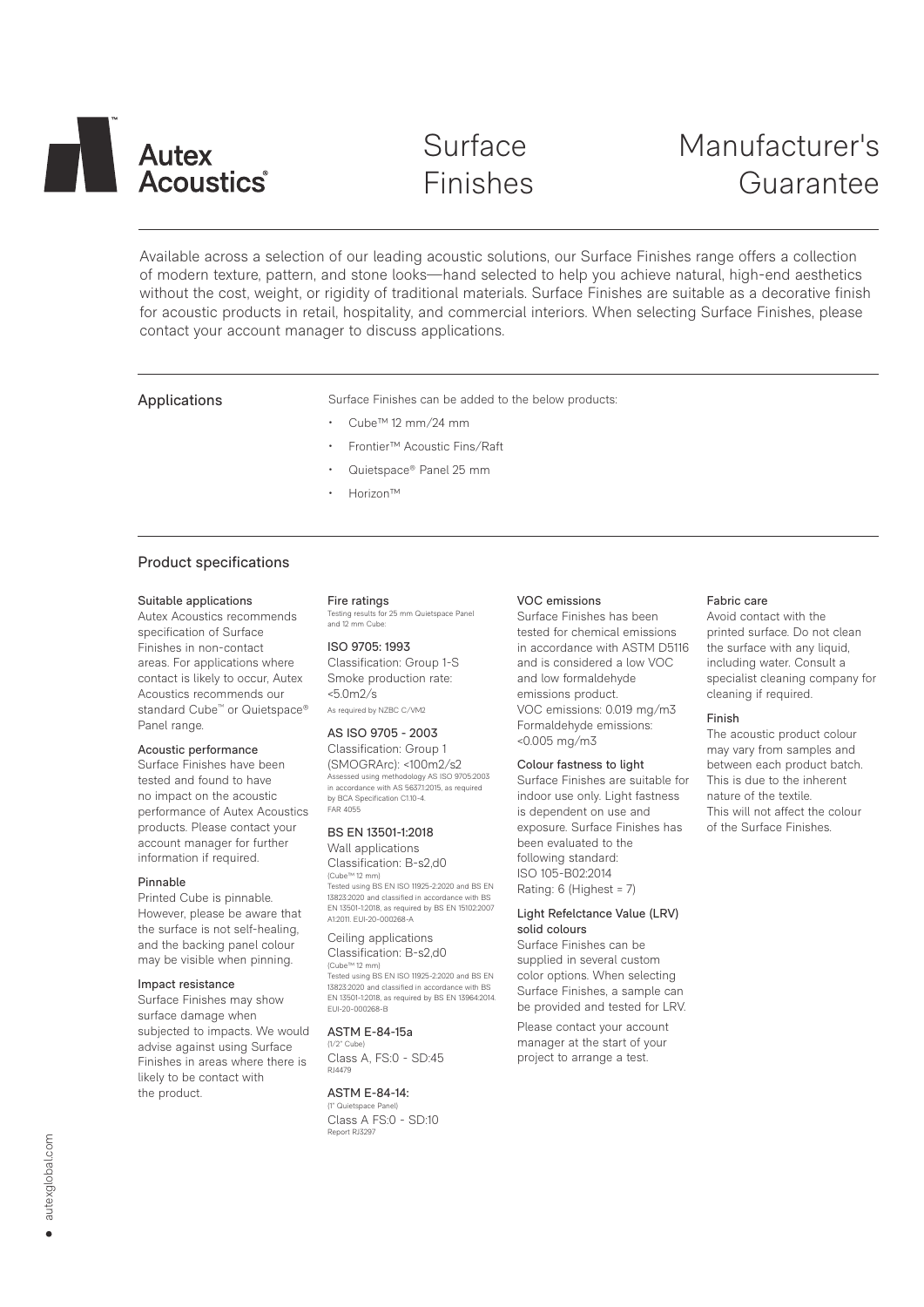# Autex Acoustics®

# Surface Finishes

# Manufacturer's Guarantee

Available across a selection of our leading acoustic solutions, our Surface Finishes range offers a collection of modern texture, pattern, and stone looks—hand selected to help you achieve natural, high-end aesthetics without the cost, weight, or rigidity of traditional materials. Surface Finishes are suitable as a decorative finish for acoustic products in retail, hospitality, and commercial interiors. When selecting Surface Finishes, please contact your account manager to discuss applications.

## Applications

Surface Finishes can be added to the below products:

- Cube™ 12 mm/24 mm
- Frontier™ Acoustic Fins/Raft
- Quietspace® Panel 25 mm
- Horizon™

## Product specifications

### Suitable applications

Autex Acoustics recommends specification of Surface Finishes in non-contact areas. For applications where contact is likely to occur, Autex Acoustics recommends our standard Cube™ or Quietspace® Panel range.

### Acoustic performance

Surface Finishes have been tested and found to have no impact on the acoustic performance of Autex Acoustics products. Please contact your account manager for further information if required.

### Pinnable

Printed Cube is pinnable. However, please be aware that the surface is not self-healing, and the backing panel colour may be visible when pinning.

### Impact resistance

Surface Finishes may show surface damage when subjected to impacts. We would advise against using Surface Finishes in areas where there is likely to be contact with the product.

### Fire ratings

Testing results for 25 mm Quietspace Panel and 12 mm Cube:

**ISO 9705: 1993**
Classification: Group 1-S
Smoke production rate: <5.0m2/s
As required by NZBC C/VM2

**AS ISO 9705 - 2003**
Classification: Group 1 (SMOGRArc): <100m2/s2
Assessed using methodology AS ISO 9705:2003 in accordance with AS 5637.1:2015, as required by BCA Specification C1.10-4. FAR 4055

**BS EN 13501-1:2018**
Wall applications
Classification: B-s2,d0
(Cube™ 12 mm)
Tested using BS EN ISO 11925-2:2020 and BS EN 13823:2020 and classified in accordance with BS EN 13501-1:2018, as required by BS EN 15102:2007 A1:2011. EUI-20-000268-A

Ceiling applications
Classification: B-s2,d0
(Cube™ 12 mm)
Tested using BS EN ISO 11925-2:2020 and BS EN 13823:2020 and classified in accordance with BS EN 13501-1:2018, as required by BS EN 13964:2014. EUI-20-000268-B

**ASTM E-84-15a**
(1/2" Cube)
Class A, FS:0 - SD:45
RJ4479

**ASTM E-84-14:**
(1" Quietspace Panel)
Class A FS:0 - SD:10
Report RJ3297

### VOC emissions

Surface Finishes has been tested for chemical emissions in accordance with ASTM D5116 and is considered a low VOC and low formaldehyde emissions product.
VOC emissions: 0.019 mg/m3
Formaldehyde emissions: <0.005 mg/m3

### Colour fastness to light

Surface Finishes are suitable for indoor use only. Light fastness is dependent on use and exposure. Surface Finishes has been evaluated to the following standard:
ISO 105-B02:2014
Rating: 6 (Highest = 7)

### Light Refelctance Value (LRV) solid colours

Surface Finishes can be supplied in several custom color options. When selecting Surface Finishes, a sample can be provided and tested for LRV.

Please contact your account manager at the start of your project to arrange a test.

### Fabric care

Avoid contact with the printed surface. Do not clean the surface with any liquid, including water. Consult a specialist cleaning company for cleaning if required.

### Finish

The acoustic product colour may vary from samples and between each product batch. This is due to the inherent nature of the textile. This will not affect the colour of the Surface Finishes.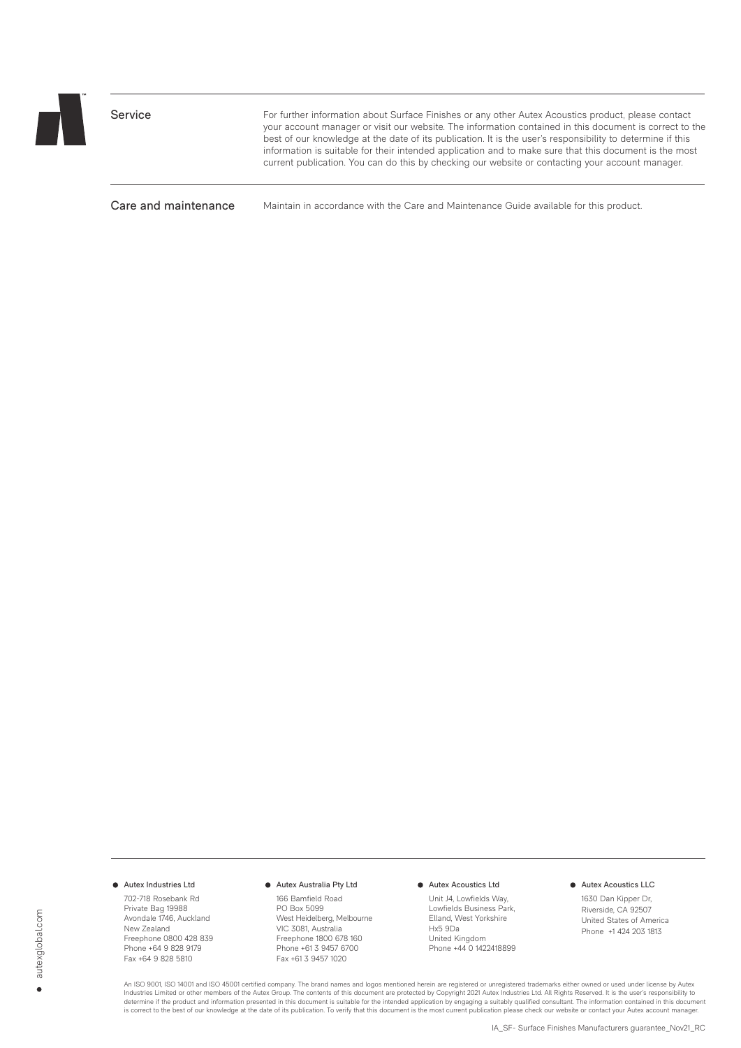## Service

For further information about Surface Finishes or any other Autex Acoustics product, please contact your account manager or visit our website. The information contained in this document is correct to the best of our knowledge at the date of its publication. It is the user's responsibility to determine if this information is suitable for their intended application and to make sure that this document is the most current publication. You can do this by checking our website or contacting your account manager.

## Care and maintenance

Maintain in accordance with the Care and Maintenance Guide available for this product.

**Autex Industries Ltd**
702-718 Rosebank Rd
Private Bag 19988
Avondale 1746, Auckland
New Zealand
Freephone 0800 428 839
Phone +64 9 828 9179
Fax +64 9 828 5810

**Autex Australia Pty Ltd**
166 Bamfield Road
PO Box 5099
West Heidelberg, Melbourne
VIC 3081, Australia
Freephone 1800 678 160
Phone +61 3 9457 6700
Fax +61 3 9457 1020

**Autex Acoustics Ltd**
Unit J4, Lowfields Way,
Lowfields Business Park,
Elland, West Yorkshire
Hx5 9Da
United Kingdom
Phone +44 0 1422418899

**Autex Acoustics LLC**
1630 Dan Kipper Dr,
Riverside, CA 92507
United States of America
Phone +1 424 203 1813

autexglobal.com

An ISO 9001, ISO 14001 and ISO 45001 certified company. The brand names and logos mentioned herein are registered or unregistered trademarks either owned or used under license by Autex Industries Limited or other members of the Autex Group. The contents of this document are protected by Copyright 2021 Autex Industries Ltd. All Rights Reserved. It is the user's responsibility to determine if the product and information presented in this document is suitable for the intended application by engaging a suitably qualified consultant. The information contained in this document is correct to the best of our knowledge at the date of its publication. To verify that this document is the most current publication please check our website or contact your Autex account manager.

IA_SF- Surface Finishes Manufacturers guarantee_Nov21_RC